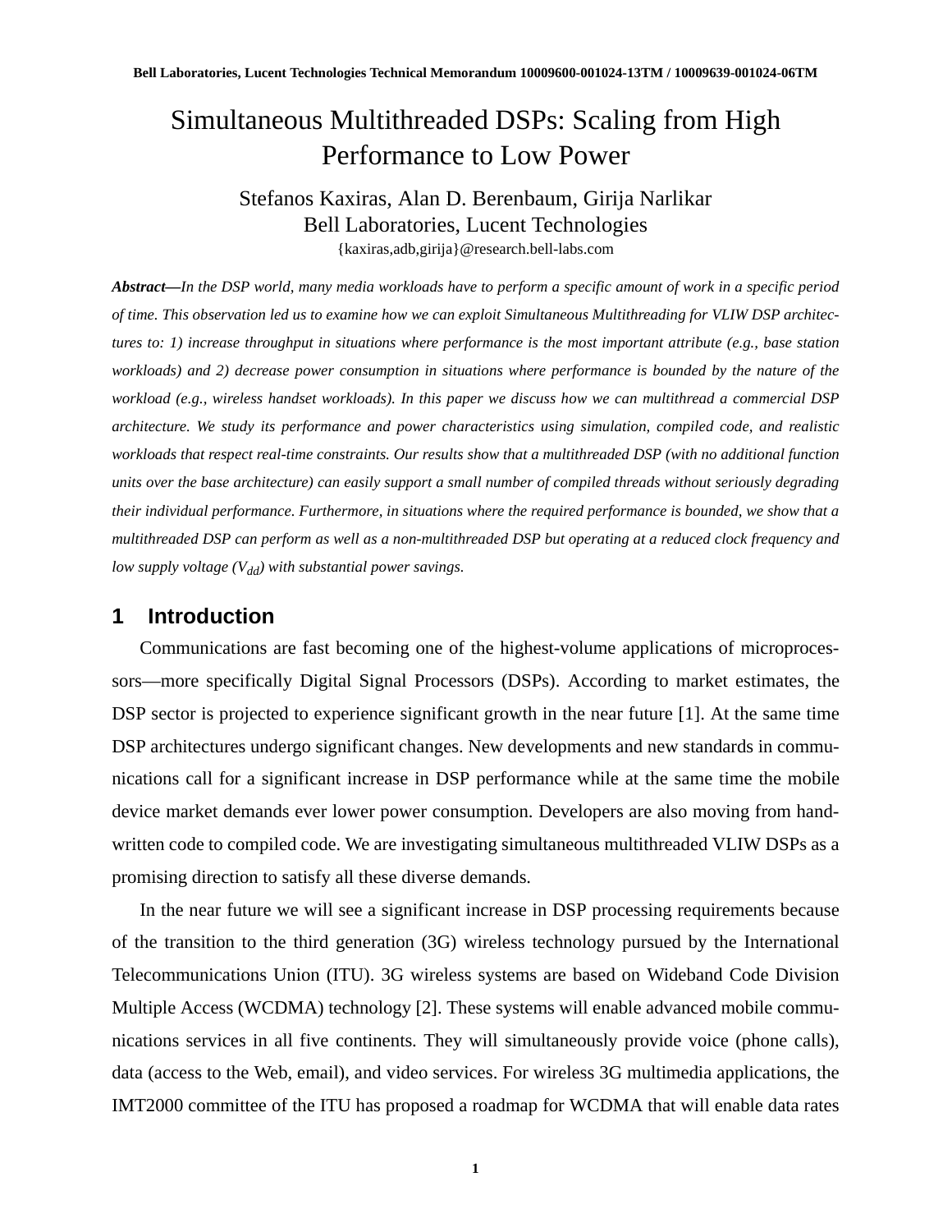Bell Laboratories, Lucent Technologies Technical Memorandum 10009600-001024-13TM / 10009639-001024-06TM

# Simultaneous Multithreaded DSPs: Scaling from High Performance to Low Power

Stefanos Kaxiras, Alan D. Berenbaum, Girija Narlikar
Bell Laboratories, Lucent Technologies
{kaxiras,adb,girija}@research.bell-labs.com

***Abstract—****In the DSP world, many media workloads have to perform a specific amount of work in a specific period of time. This observation led us to examine how we can exploit Simultaneous Multithreading for VLIW DSP architectures to: 1) increase throughput in situations where performance is the most important attribute (e.g., base station workloads) and 2) decrease power consumption in situations where performance is bounded by the nature of the workload (e.g., wireless handset workloads). In this paper we discuss how we can multithread a commercial DSP architecture. We study its performance and power characteristics using simulation, compiled code, and realistic workloads that respect real-time constraints. Our results show that a multithreaded DSP (with no additional function units over the base architecture) can easily support a small number of compiled threads without seriously degrading their individual performance. Furthermore, in situations where the required performance is bounded, we show that a multithreaded DSP can perform as well as a non-multithreaded DSP but operating at a reduced clock frequency and low supply voltage ($V_{dd}$) with substantial power savings.*

## 1 Introduction

Communications are fast becoming one of the highest-volume applications of microprocessors—more specifically Digital Signal Processors (DSPs). According to market estimates, the DSP sector is projected to experience significant growth in the near future [1]. At the same time DSP architectures undergo significant changes. New developments and new standards in communications call for a significant increase in DSP performance while at the same time the mobile device market demands ever lower power consumption. Developers are also moving from hand-written code to compiled code. We are investigating simultaneous multithreaded VLIW DSPs as a promising direction to satisfy all these diverse demands.

In the near future we will see a significant increase in DSP processing requirements because of the transition to the third generation (3G) wireless technology pursued by the International Telecommunications Union (ITU). 3G wireless systems are based on Wideband Code Division Multiple Access (WCDMA) technology [2]. These systems will enable advanced mobile communications services in all five continents. They will simultaneously provide voice (phone calls), data (access to the Web, email), and video services. For wireless 3G multimedia applications, the IMT2000 committee of the ITU has proposed a roadmap for WCDMA that will enable data rates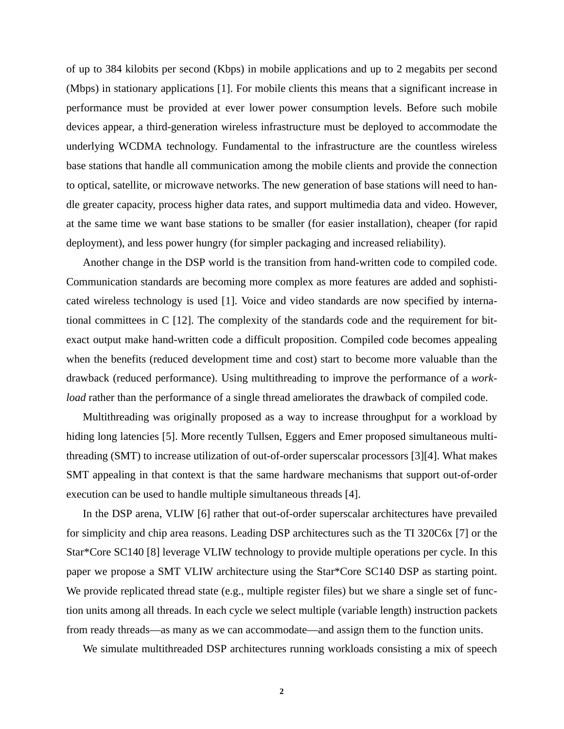of up to 384 kilobits per second (Kbps) in mobile applications and up to 2 megabits per second (Mbps) in stationary applications [1]. For mobile clients this means that a significant increase in performance must be provided at ever lower power consumption levels. Before such mobile devices appear, a third-generation wireless infrastructure must be deployed to accommodate the underlying WCDMA technology. Fundamental to the infrastructure are the countless wireless base stations that handle all communication among the mobile clients and provide the connection to optical, satellite, or microwave networks. The new generation of base stations will need to handle greater capacity, process higher data rates, and support multimedia data and video. However, at the same time we want base stations to be smaller (for easier installation), cheaper (for rapid deployment), and less power hungry (for simpler packaging and increased reliability).

Another change in the DSP world is the transition from hand-written code to compiled code. Communication standards are becoming more complex as more features are added and sophisticated wireless technology is used [1]. Voice and video standards are now specified by international committees in C [12]. The complexity of the standards code and the requirement for bit-exact output make hand-written code a difficult proposition. Compiled code becomes appealing when the benefits (reduced development time and cost) start to become more valuable than the drawback (reduced performance). Using multithreading to improve the performance of a *workload* rather than the performance of a single thread ameliorates the drawback of compiled code.

Multithreading was originally proposed as a way to increase throughput for a workload by hiding long latencies [5]. More recently Tullsen, Eggers and Emer proposed simultaneous multithreading (SMT) to increase utilization of out-of-order superscalar processors [3][4]. What makes SMT appealing in that context is that the same hardware mechanisms that support out-of-order execution can be used to handle multiple simultaneous threads [4].

In the DSP arena, VLIW [6] rather that out-of-order superscalar architectures have prevailed for simplicity and chip area reasons. Leading DSP architectures such as the TI 320C6x [7] or the Star*Core SC140 [8] leverage VLIW technology to provide multiple operations per cycle. In this paper we propose a SMT VLIW architecture using the Star*Core SC140 DSP as starting point. We provide replicated thread state (e.g., multiple register files) but we share a single set of function units among all threads. In each cycle we select multiple (variable length) instruction packets from ready threads—as many as we can accommodate—and assign them to the function units.

We simulate multithreaded DSP architectures running workloads consisting a mix of speech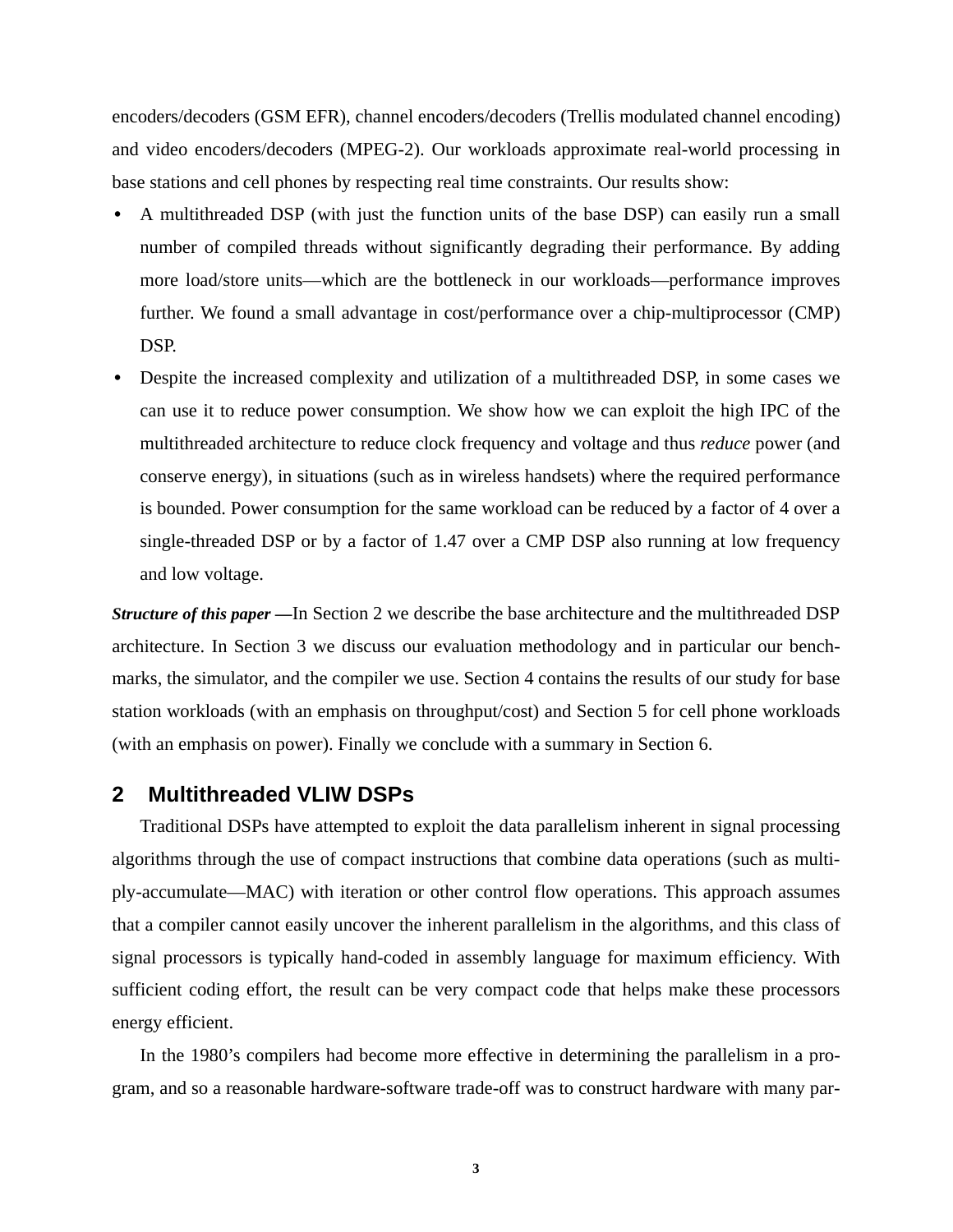encoders/decoders (GSM EFR), channel encoders/decoders (Trellis modulated channel encoding) and video encoders/decoders (MPEG-2). Our workloads approximate real-world processing in base stations and cell phones by respecting real time constraints. Our results show:

- A multithreaded DSP (with just the function units of the base DSP) can easily run a small number of compiled threads without significantly degrading their performance. By adding more load/store units—which are the bottleneck in our workloads—performance improves further. We found a small advantage in cost/performance over a chip-multiprocessor (CMP) DSP.
- Despite the increased complexity and utilization of a multithreaded DSP, in some cases we can use it to reduce power consumption. We show how we can exploit the high IPC of the multithreaded architecture to reduce clock frequency and voltage and thus *reduce* power (and conserve energy), in situations (such as in wireless handsets) where the required performance is bounded. Power consumption for the same workload can be reduced by a factor of 4 over a single-threaded DSP or by a factor of 1.47 over a CMP DSP also running at low frequency and low voltage.

***Structure of this paper*** **—**In Section 2 we describe the base architecture and the multithreaded DSP architecture. In Section 3 we discuss our evaluation methodology and in particular our benchmarks, the simulator, and the compiler we use. Section 4 contains the results of our study for base station workloads (with an emphasis on throughput/cost) and Section 5 for cell phone workloads (with an emphasis on power). Finally we conclude with a summary in Section 6.

## 2 Multithreaded VLIW DSPs

Traditional DSPs have attempted to exploit the data parallelism inherent in signal processing algorithms through the use of compact instructions that combine data operations (such as multiply-accumulate—MAC) with iteration or other control flow operations. This approach assumes that a compiler cannot easily uncover the inherent parallelism in the algorithms, and this class of signal processors is typically hand-coded in assembly language for maximum efficiency. With sufficient coding effort, the result can be very compact code that helps make these processors energy efficient.

In the 1980's compilers had become more effective in determining the parallelism in a program, and so a reasonable hardware-software trade-off was to construct hardware with many par-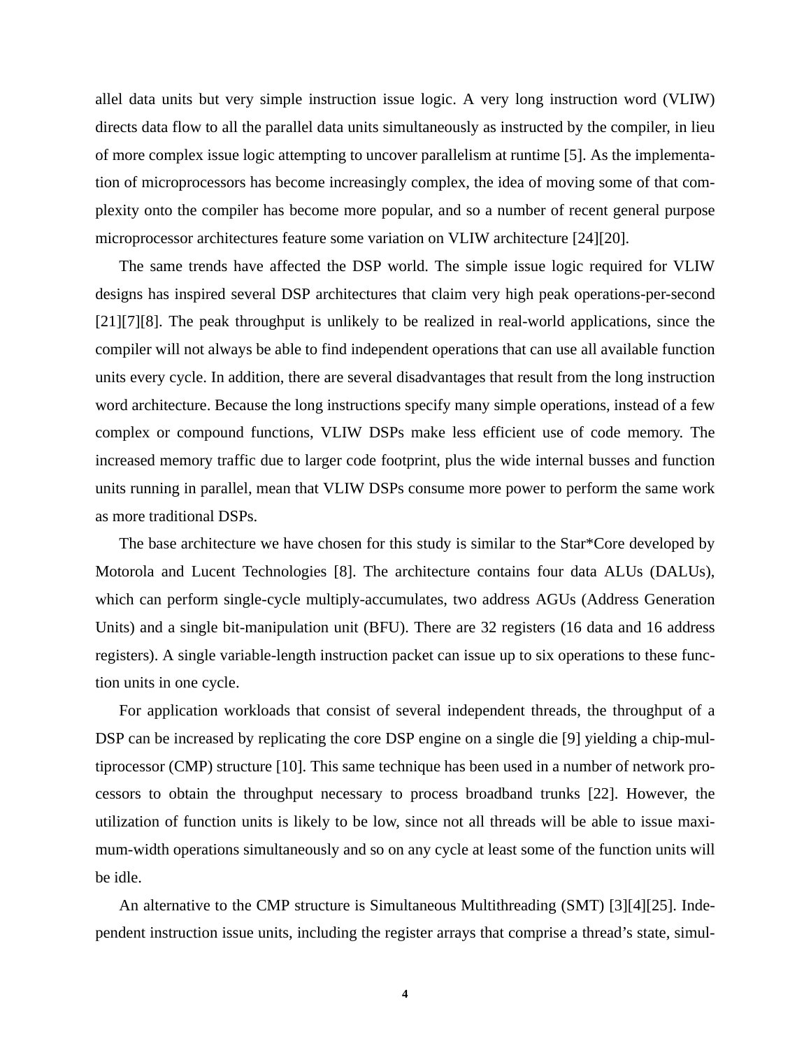allel data units but very simple instruction issue logic. A very long instruction word (VLIW) directs data flow to all the parallel data units simultaneously as instructed by the compiler, in lieu of more complex issue logic attempting to uncover parallelism at runtime [5]. As the implementation of microprocessors has become increasingly complex, the idea of moving some of that complexity onto the compiler has become more popular, and so a number of recent general purpose microprocessor architectures feature some variation on VLIW architecture [24][20].

The same trends have affected the DSP world. The simple issue logic required for VLIW designs has inspired several DSP architectures that claim very high peak operations-per-second [21][7][8]. The peak throughput is unlikely to be realized in real-world applications, since the compiler will not always be able to find independent operations that can use all available function units every cycle. In addition, there are several disadvantages that result from the long instruction word architecture. Because the long instructions specify many simple operations, instead of a few complex or compound functions, VLIW DSPs make less efficient use of code memory. The increased memory traffic due to larger code footprint, plus the wide internal busses and function units running in parallel, mean that VLIW DSPs consume more power to perform the same work as more traditional DSPs.

The base architecture we have chosen for this study is similar to the Star*Core developed by Motorola and Lucent Technologies [8]. The architecture contains four data ALUs (DALUs), which can perform single-cycle multiply-accumulates, two address AGUs (Address Generation Units) and a single bit-manipulation unit (BFU). There are 32 registers (16 data and 16 address registers). A single variable-length instruction packet can issue up to six operations to these function units in one cycle.

For application workloads that consist of several independent threads, the throughput of a DSP can be increased by replicating the core DSP engine on a single die [9] yielding a chip-multiprocessor (CMP) structure [10]. This same technique has been used in a number of network processors to obtain the throughput necessary to process broadband trunks [22]. However, the utilization of function units is likely to be low, since not all threads will be able to issue maximum-width operations simultaneously and so on any cycle at least some of the function units will be idle.

An alternative to the CMP structure is Simultaneous Multithreading (SMT) [3][4][25]. Independent instruction issue units, including the register arrays that comprise a thread's state, simul-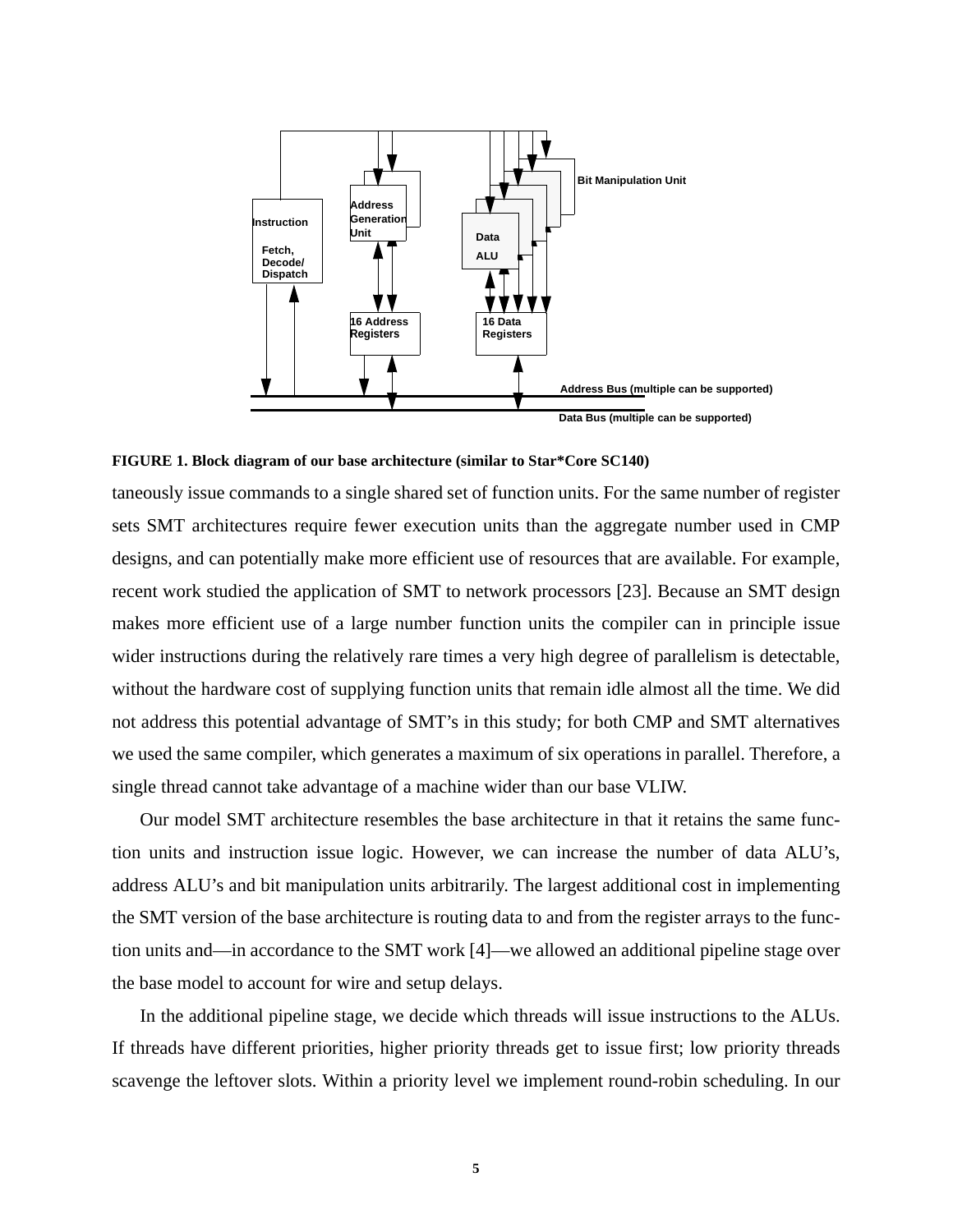**FIGURE 1. Block diagram of our base architecture (similar to Star*Core SC140)**

taneously issue commands to a single shared set of function units. For the same number of register sets SMT architectures require fewer execution units than the aggregate number used in CMP designs, and can potentially make more efficient use of resources that are available. For example, recent work studied the application of SMT to network processors [23]. Because an SMT design makes more efficient use of a large number function units the compiler can in principle issue wider instructions during the relatively rare times a very high degree of parallelism is detectable, without the hardware cost of supplying function units that remain idle almost all the time. We did not address this potential advantage of SMT's in this study; for both CMP and SMT alternatives we used the same compiler, which generates a maximum of six operations in parallel. Therefore, a single thread cannot take advantage of a machine wider than our base VLIW.

Our model SMT architecture resembles the base architecture in that it retains the same function units and instruction issue logic. However, we can increase the number of data ALU's, address ALU's and bit manipulation units arbitrarily. The largest additional cost in implementing the SMT version of the base architecture is routing data to and from the register arrays to the function units and—in accordance to the SMT work [4]—we allowed an additional pipeline stage over the base model to account for wire and setup delays.

In the additional pipeline stage, we decide which threads will issue instructions to the ALUs. If threads have different priorities, higher priority threads get to issue first; low priority threads scavenge the leftover slots. Within a priority level we implement round-robin scheduling. In our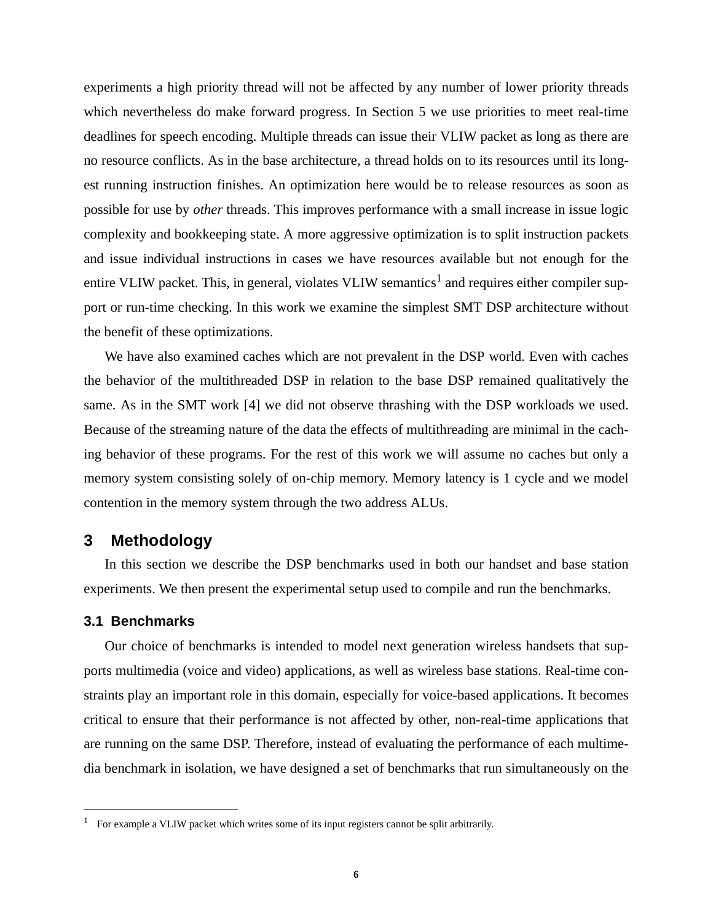experiments a high priority thread will not be affected by any number of lower priority threads which nevertheless do make forward progress. In Section 5 we use priorities to meet real-time deadlines for speech encoding. Multiple threads can issue their VLIW packet as long as there are no resource conflicts. As in the base architecture, a thread holds on to its resources until its longest running instruction finishes. An optimization here would be to release resources as soon as possible for use by *other* threads. This improves performance with a small increase in issue logic complexity and bookkeeping state. A more aggressive optimization is to split instruction packets and issue individual instructions in cases we have resources available but not enough for the entire VLIW packet. This, in general, violates VLIW semantics[1] and requires either compiler support or run-time checking. In this work we examine the simplest SMT DSP architecture without the benefit of these optimizations.

We have also examined caches which are not prevalent in the DSP world. Even with caches the behavior of the multithreaded DSP in relation to the base DSP remained qualitatively the same. As in the SMT work [4] we did not observe thrashing with the DSP workloads we used. Because of the streaming nature of the data the effects of multithreading are minimal in the caching behavior of these programs. For the rest of this work we will assume no caches but only a memory system consisting solely of on-chip memory. Memory latency is 1 cycle and we model contention in the memory system through the two address ALUs.

## 3 Methodology

In this section we describe the DSP benchmarks used in both our handset and base station experiments. We then present the experimental setup used to compile and run the benchmarks.

### 3.1 Benchmarks

Our choice of benchmarks is intended to model next generation wireless handsets that supports multimedia (voice and video) applications, as well as wireless base stations. Real-time constraints play an important role in this domain, especially for voice-based applications. It becomes critical to ensure that their performance is not affected by other, non-real-time applications that are running on the same DSP. Therefore, instead of evaluating the performance of each multimedia benchmark in isolation, we have designed a set of benchmarks that run simultaneously on the

---

[1] For example a VLIW packet which writes some of its input registers cannot be split arbitrarily.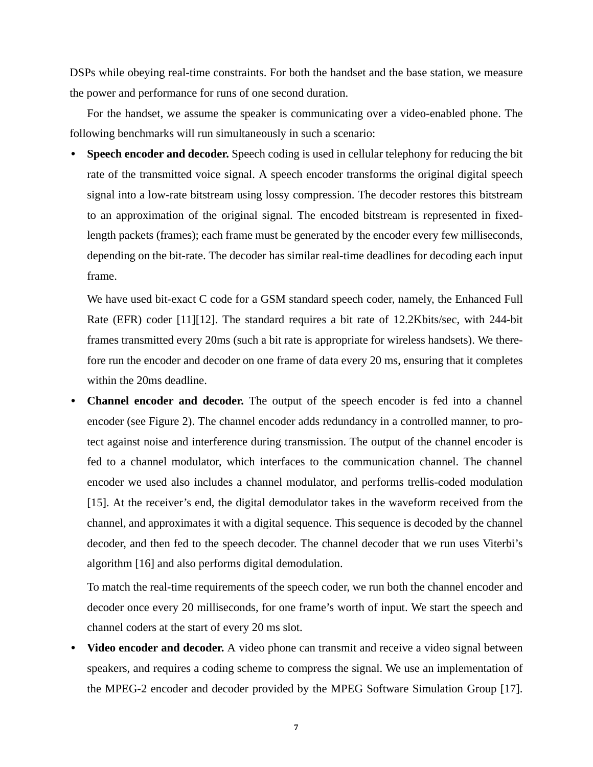DSPs while obeying real-time constraints. For both the handset and the base station, we measure the power and performance for runs of one second duration.

For the handset, we assume the speaker is communicating over a video-enabled phone. The following benchmarks will run simultaneously in such a scenario:

- **Speech encoder and decoder.** Speech coding is used in cellular telephony for reducing the bit rate of the transmitted voice signal. A speech encoder transforms the original digital speech signal into a low-rate bitstream using lossy compression. The decoder restores this bitstream to an approximation of the original signal. The encoded bitstream is represented in fixed-length packets (frames); each frame must be generated by the encoder every few milliseconds, depending on the bit-rate. The decoder has similar real-time deadlines for decoding each input frame.

  We have used bit-exact C code for a GSM standard speech coder, namely, the Enhanced Full Rate (EFR) coder [11][12]. The standard requires a bit rate of 12.2Kbits/sec, with 244-bit frames transmitted every 20ms (such a bit rate is appropriate for wireless handsets). We therefore run the encoder and decoder on one frame of data every 20 ms, ensuring that it completes within the 20ms deadline.

- **Channel encoder and decoder.** The output of the speech encoder is fed into a channel encoder (see Figure 2). The channel encoder adds redundancy in a controlled manner, to protect against noise and interference during transmission. The output of the channel encoder is fed to a channel modulator, which interfaces to the communication channel. The channel encoder we used also includes a channel modulator, and performs trellis-coded modulation [15]. At the receiver's end, the digital demodulator takes in the waveform received from the channel, and approximates it with a digital sequence. This sequence is decoded by the channel decoder, and then fed to the speech decoder. The channel decoder that we run uses Viterbi's algorithm [16] and also performs digital demodulation.

  To match the real-time requirements of the speech coder, we run both the channel encoder and decoder once every 20 milliseconds, for one frame's worth of input. We start the speech and channel coders at the start of every 20 ms slot.

- **Video encoder and decoder.** A video phone can transmit and receive a video signal between speakers, and requires a coding scheme to compress the signal. We use an implementation of the MPEG-2 encoder and decoder provided by the MPEG Software Simulation Group [17].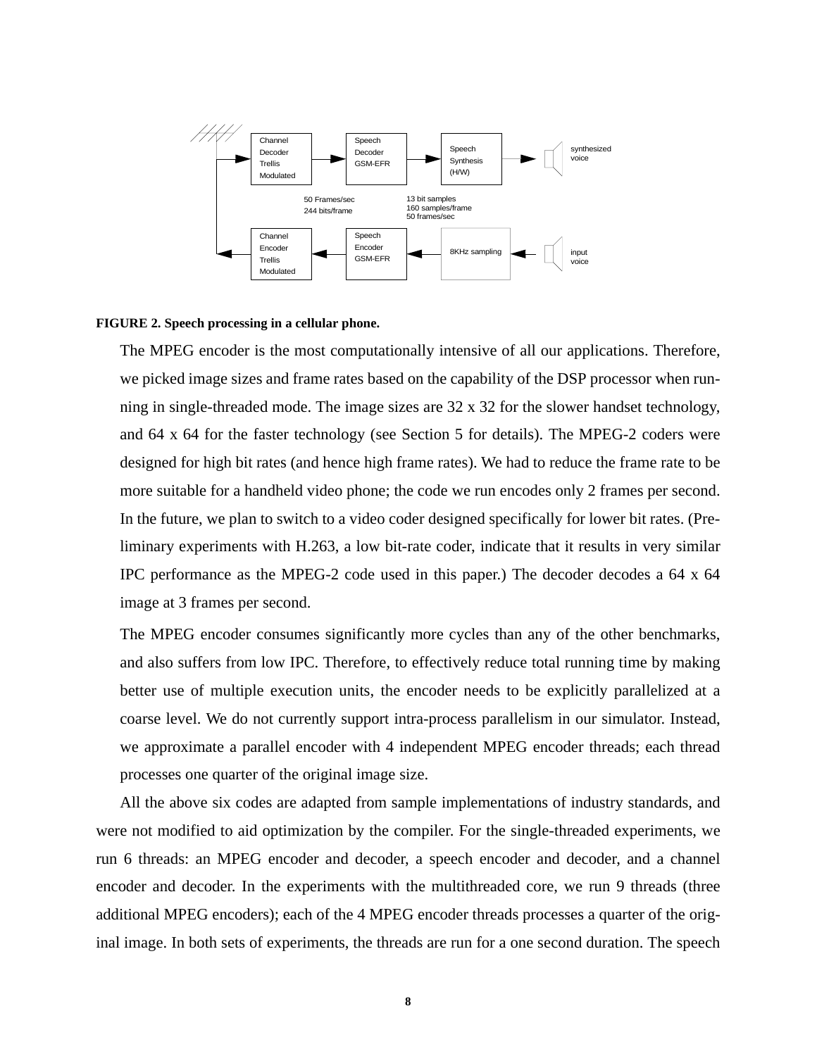FIGURE 2. Speech processing in a cellular phone.

The MPEG encoder is the most computationally intensive of all our applications. Therefore, we picked image sizes and frame rates based on the capability of the DSP processor when running in single-threaded mode. The image sizes are 32 x 32 for the slower handset technology, and 64 x 64 for the faster technology (see Section 5 for details). The MPEG-2 coders were designed for high bit rates (and hence high frame rates). We had to reduce the frame rate to be more suitable for a handheld video phone; the code we run encodes only 2 frames per second. In the future, we plan to switch to a video coder designed specifically for lower bit rates. (Preliminary experiments with H.263, a low bit-rate coder, indicate that it results in very similar IPC performance as the MPEG-2 code used in this paper.) The decoder decodes a 64 x 64 image at 3 frames per second.

The MPEG encoder consumes significantly more cycles than any of the other benchmarks, and also suffers from low IPC. Therefore, to effectively reduce total running time by making better use of multiple execution units, the encoder needs to be explicitly parallelized at a coarse level. We do not currently support intra-process parallelism in our simulator. Instead, we approximate a parallel encoder with 4 independent MPEG encoder threads; each thread processes one quarter of the original image size.

All the above six codes are adapted from sample implementations of industry standards, and were not modified to aid optimization by the compiler. For the single-threaded experiments, we run 6 threads: an MPEG encoder and decoder, a speech encoder and decoder, and a channel encoder and decoder. In the experiments with the multithreaded core, we run 9 threads (three additional MPEG encoders); each of the 4 MPEG encoder threads processes a quarter of the original image. In both sets of experiments, the threads are run for a one second duration. The speech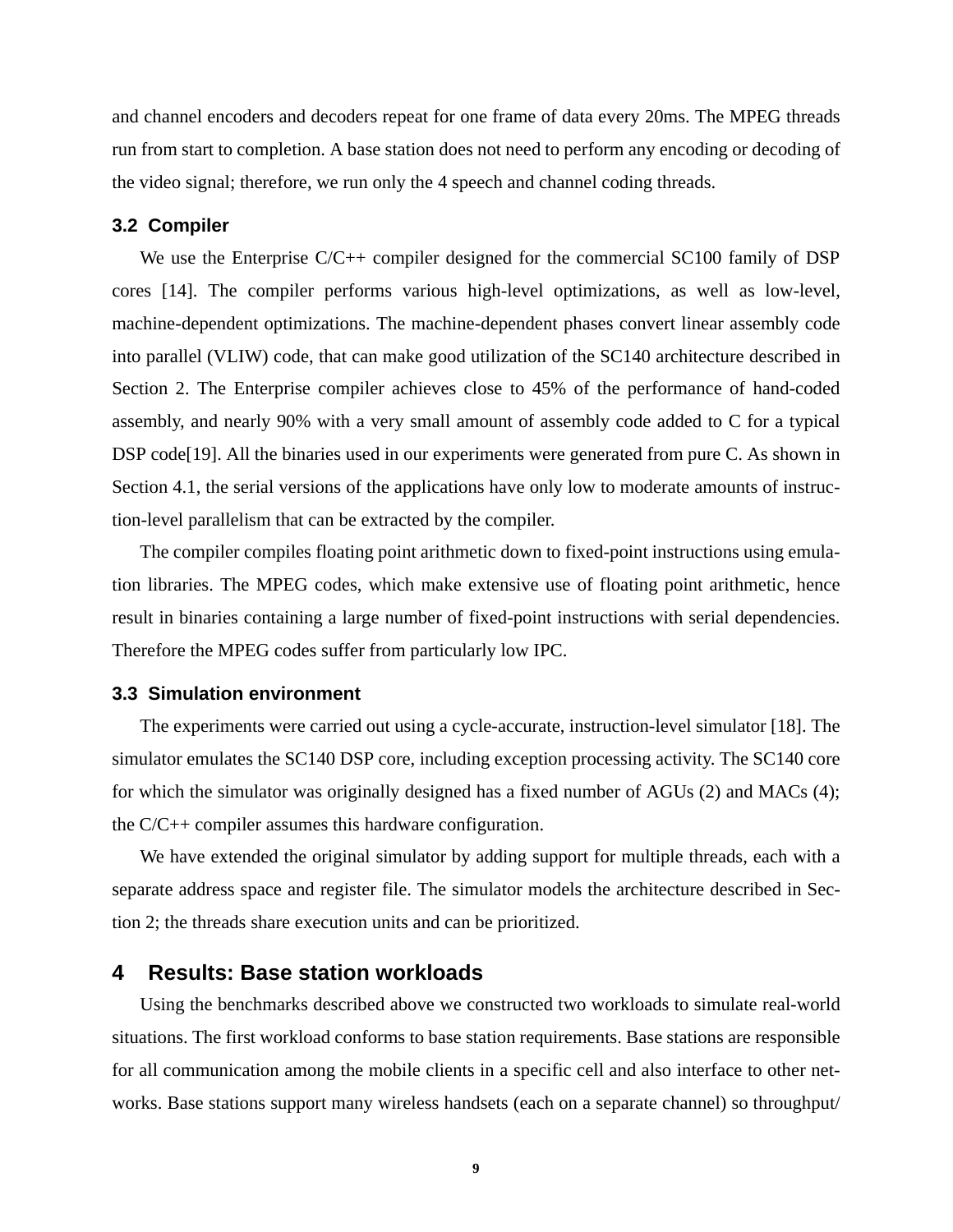and channel encoders and decoders repeat for one frame of data every 20ms. The MPEG threads run from start to completion. A base station does not need to perform any encoding or decoding of the video signal; therefore, we run only the 4 speech and channel coding threads.

### 3.2 Compiler

We use the Enterprise C/C++ compiler designed for the commercial SC100 family of DSP cores [14]. The compiler performs various high-level optimizations, as well as low-level, machine-dependent optimizations. The machine-dependent phases convert linear assembly code into parallel (VLIW) code, that can make good utilization of the SC140 architecture described in Section 2. The Enterprise compiler achieves close to 45% of the performance of hand-coded assembly, and nearly 90% with a very small amount of assembly code added to C for a typical DSP code[19]. All the binaries used in our experiments were generated from pure C. As shown in Section 4.1, the serial versions of the applications have only low to moderate amounts of instruction-level parallelism that can be extracted by the compiler.

The compiler compiles floating point arithmetic down to fixed-point instructions using emulation libraries. The MPEG codes, which make extensive use of floating point arithmetic, hence result in binaries containing a large number of fixed-point instructions with serial dependencies. Therefore the MPEG codes suffer from particularly low IPC.

### 3.3 Simulation environment

The experiments were carried out using a cycle-accurate, instruction-level simulator [18]. The simulator emulates the SC140 DSP core, including exception processing activity. The SC140 core for which the simulator was originally designed has a fixed number of AGUs (2) and MACs (4); the C/C++ compiler assumes this hardware configuration.

We have extended the original simulator by adding support for multiple threads, each with a separate address space and register file. The simulator models the architecture described in Section 2; the threads share execution units and can be prioritized.

## 4 Results: Base station workloads

Using the benchmarks described above we constructed two workloads to simulate real-world situations. The first workload conforms to base station requirements. Base stations are responsible for all communication among the mobile clients in a specific cell and also interface to other networks. Base stations support many wireless handsets (each on a separate channel) so throughput/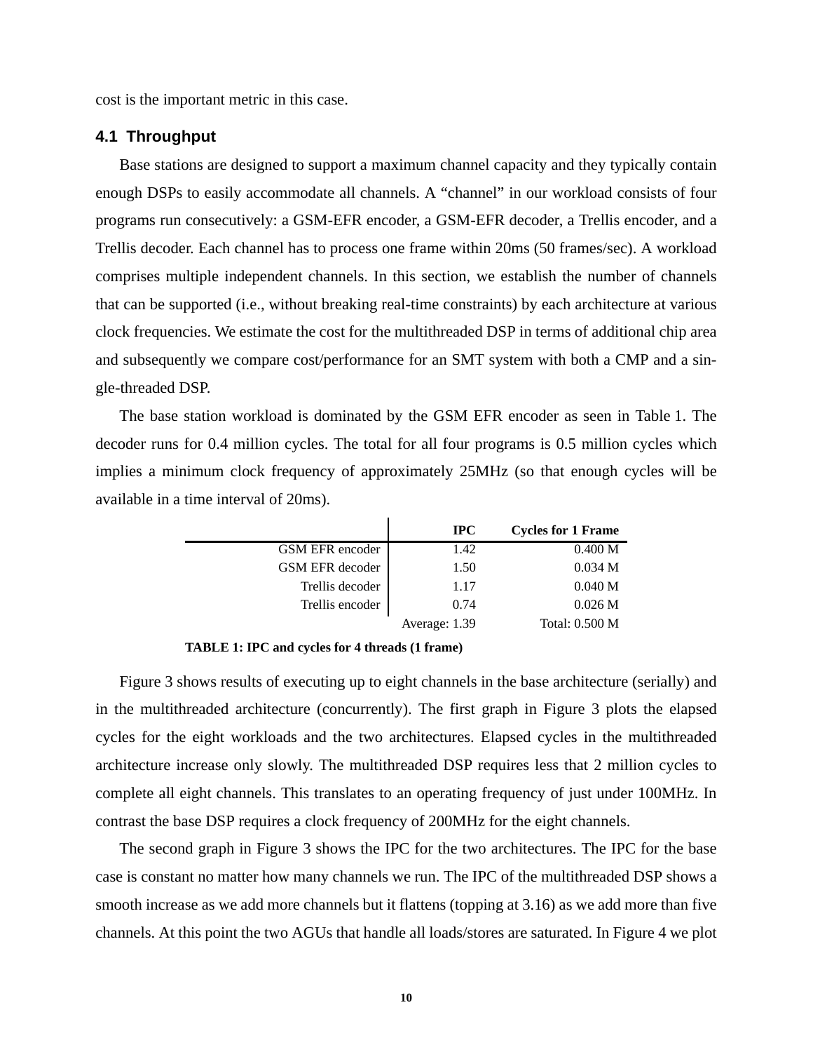cost is the important metric in this case.

### 4.1 Throughput

Base stations are designed to support a maximum channel capacity and they typically contain enough DSPs to easily accommodate all channels. A "channel" in our workload consists of four programs run consecutively: a GSM-EFR encoder, a GSM-EFR decoder, a Trellis encoder, and a Trellis decoder. Each channel has to process one frame within 20ms (50 frames/sec). A workload comprises multiple independent channels. In this section, we establish the number of channels that can be supported (i.e., without breaking real-time constraints) by each architecture at various clock frequencies. We estimate the cost for the multithreaded DSP in terms of additional chip area and subsequently we compare cost/performance for an SMT system with both a CMP and a single-threaded DSP.

The base station workload is dominated by the GSM EFR encoder as seen in Table 1. The decoder runs for 0.4 million cycles. The total for all four programs is 0.5 million cycles which implies a minimum clock frequency of approximately 25MHz (so that enough cycles will be available in a time interval of 20ms).

| | IPC | Cycles for 1 Frame |
|---|---|---|
| GSM EFR encoder | 1.42 | 0.400 M |
| GSM EFR decoder | 1.50 | 0.034 M |
| Trellis decoder | 1.17 | 0.040 M |
| Trellis encoder | 0.74 | 0.026 M |
| | Average: 1.39 | Total: 0.500 M |

**TABLE 1: IPC and cycles for 4 threads (1 frame)**

Figure 3 shows results of executing up to eight channels in the base architecture (serially) and in the multithreaded architecture (concurrently). The first graph in Figure 3 plots the elapsed cycles for the eight workloads and the two architectures. Elapsed cycles in the multithreaded architecture increase only slowly. The multithreaded DSP requires less that 2 million cycles to complete all eight channels. This translates to an operating frequency of just under 100MHz. In contrast the base DSP requires a clock frequency of 200MHz for the eight channels.

The second graph in Figure 3 shows the IPC for the two architectures. The IPC for the base case is constant no matter how many channels we run. The IPC of the multithreaded DSP shows a smooth increase as we add more channels but it flattens (topping at 3.16) as we add more than five channels. At this point the two AGUs that handle all loads/stores are saturated. In Figure 4 we plot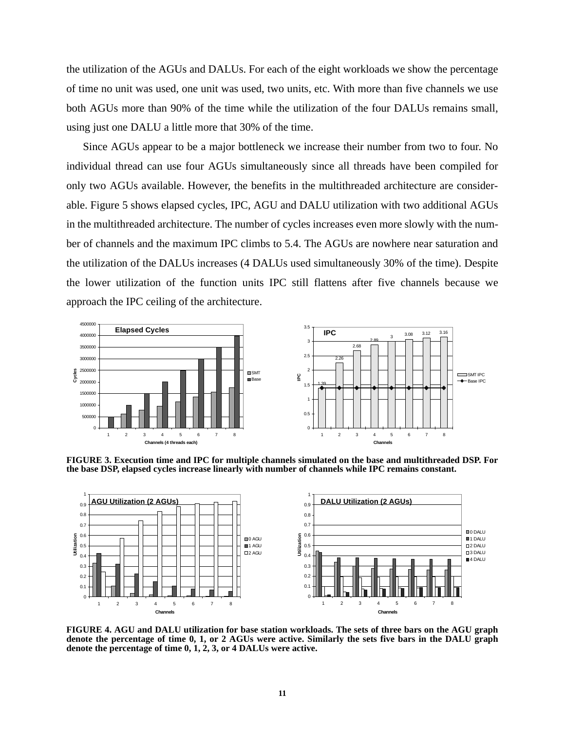the utilization of the AGUs and DALUs. For each of the eight workloads we show the percentage of time no unit was used, one unit was used, two units, etc. With more than five channels we use both AGUs more than 90% of the time while the utilization of the four DALUs remains small, using just one DALU a little more that 30% of the time.

Since AGUs appear to be a major bottleneck we increase their number from two to four. No individual thread can use four AGUs simultaneously since all threads have been compiled for only two AGUs available. However, the benefits in the multithreaded architecture are considerable. Figure 5 shows elapsed cycles, IPC, AGU and DALU utilization with two additional AGUs in the multithreaded architecture. The number of cycles increases even more slowly with the number of channels and the maximum IPC climbs to 5.4. The AGUs are nowhere near saturation and the utilization of the DALUs increases (4 DALUs used simultaneously 30% of the time). Despite the lower utilization of the function units IPC still flattens after five channels because we approach the IPC ceiling of the architecture.

**FIGURE 3. Execution time and IPC for multiple channels simulated on the base and multithreaded DSP. For the base DSP, elapsed cycles increase linearly with number of channels while IPC remains constant.**

**FIGURE 4. AGU and DALU utilization for base station workloads. The sets of three bars on the AGU graph denote the percentage of time 0, 1, or 2 AGUs were active. Similarly the sets five bars in the DALU graph denote the percentage of time 0, 1, 2, 3, or 4 DALUs were active.**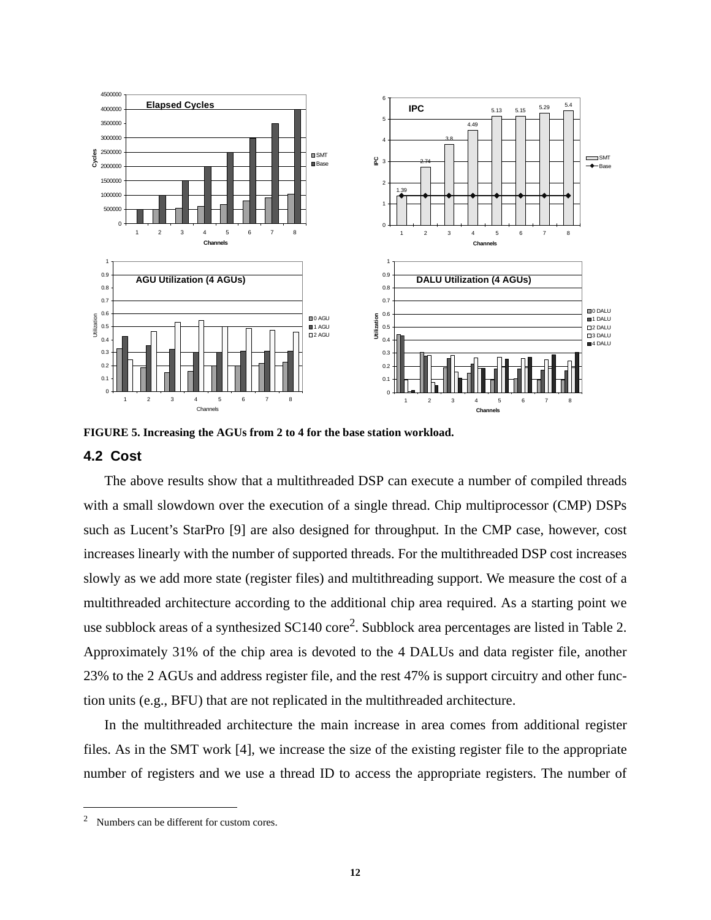**FIGURE 5. Increasing the AGUs from 2 to 4 for the base station workload.**

### 4.2 Cost

The above results show that a multithreaded DSP can execute a number of compiled threads with a small slowdown over the execution of a single thread. Chip multiprocessor (CMP) DSPs such as Lucent's StarPro [9] are also designed for throughput. In the CMP case, however, cost increases linearly with the number of supported threads. For the multithreaded DSP cost increases slowly as we add more state (register files) and multithreading support. We measure the cost of a multithreaded architecture according to the additional chip area required. As a starting point we use subblock areas of a synthesized SC140 core[2]. Subblock area percentages are listed in Table 2. Approximately 31% of the chip area is devoted to the 4 DALUs and data register file, another 23% to the 2 AGUs and address register file, and the rest 47% is support circuitry and other function units (e.g., BFU) that are not replicated in the multithreaded architecture.

In the multithreaded architecture the main increase in area comes from additional register files. As in the SMT work [4], we increase the size of the existing register file to the appropriate number of registers and we use a thread ID to access the appropriate registers. The number of

---

[2] Numbers can be different for custom cores.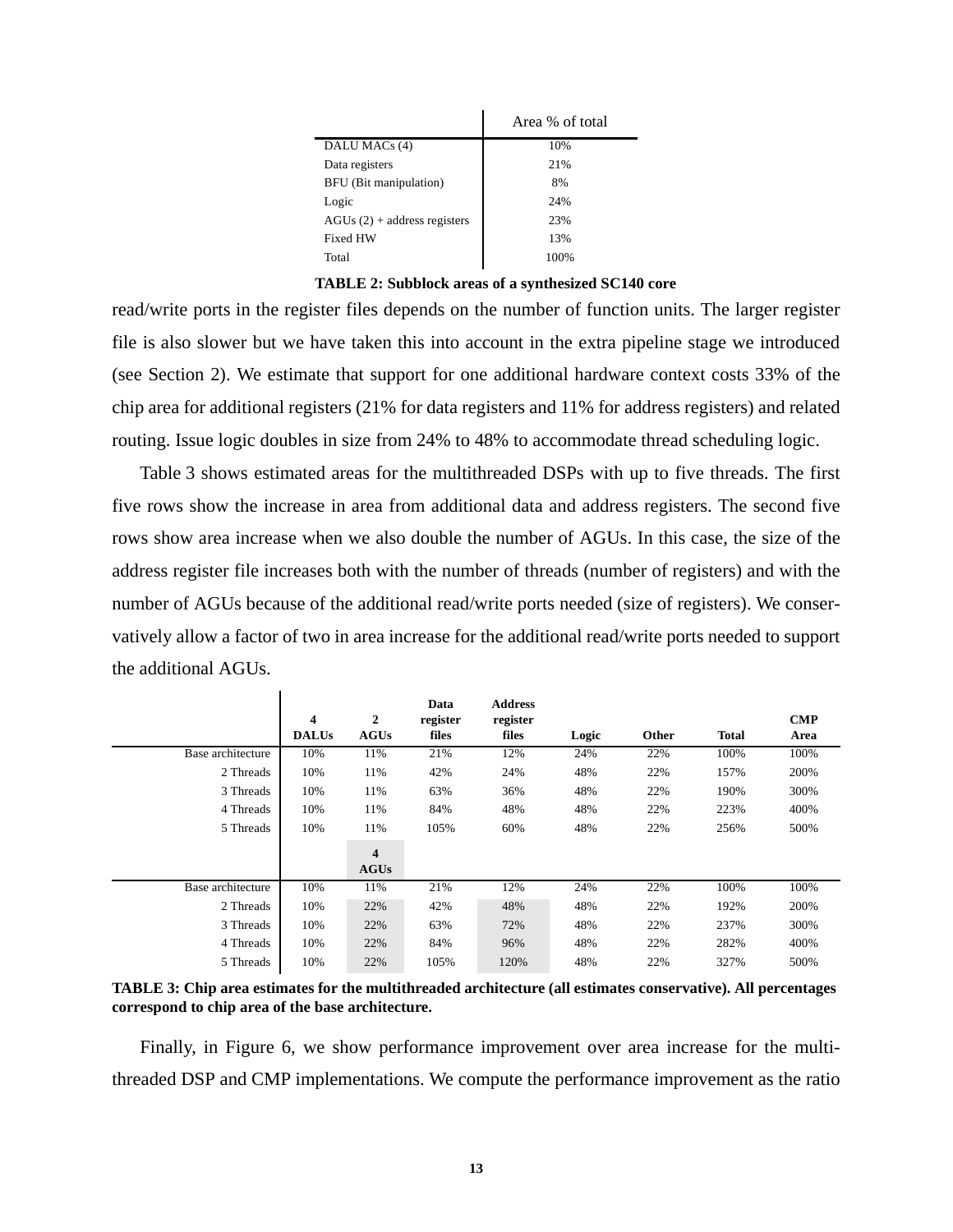| | Area % of total |
|---|---|
| DALU MACs (4) | 10% |
| Data registers | 21% |
| BFU (Bit manipulation) | 8% |
| Logic | 24% |
| AGUs (2) + address registers | 23% |
| Fixed HW | 13% |
| Total | 100% |

**TABLE 2: Subblock areas of a synthesized SC140 core**

read/write ports in the register files depends on the number of function units. The larger register file is also slower but we have taken this into account in the extra pipeline stage we introduced (see Section 2). We estimate that support for one additional hardware context costs 33% of the chip area for additional registers (21% for data registers and 11% for address registers) and related routing. Issue logic doubles in size from 24% to 48% to accommodate thread scheduling logic.

Table 3 shows estimated areas for the multithreaded DSPs with up to five threads. The first five rows show the increase in area from additional data and address registers. The second five rows show area increase when we also double the number of AGUs. In this case, the size of the address register file increases both with the number of threads (number of registers) and with the number of AGUs because of the additional read/write ports needed (size of registers). We conservatively allow a factor of two in area increase for the additional read/write ports needed to support the additional AGUs.

| | 4 DALUs | 2 AGUs | Data register files | Address register files | Logic | Other | Total | CMP Area |
|---|---|---|---|---|---|---|---|---|
| Base architecture | 10% | 11% | 21% | 12% | 24% | 22% | 100% | 100% |
| 2 Threads | 10% | 11% | 42% | 24% | 48% | 22% | 157% | 200% |
| 3 Threads | 10% | 11% | 63% | 36% | 48% | 22% | 190% | 300% |
| 4 Threads | 10% | 11% | 84% | 48% | 48% | 22% | 223% | 400% |
| 5 Threads | 10% | 11% | 105% | 60% | 48% | 22% | 256% | 500% |
| | | **4 AGUs** | | | | | | |
| Base architecture | 10% | 11% | 21% | 12% | 24% | 22% | 100% | 100% |
| 2 Threads | 10% | 22% | 42% | 48% | 48% | 22% | 192% | 200% |
| 3 Threads | 10% | 22% | 63% | 72% | 48% | 22% | 237% | 300% |
| 4 Threads | 10% | 22% | 84% | 96% | 48% | 22% | 282% | 400% |
| 5 Threads | 10% | 22% | 105% | 120% | 48% | 22% | 327% | 500% |

**TABLE 3: Chip area estimates for the multithreaded architecture (all estimates conservative). All percentages correspond to chip area of the base architecture.**

Finally, in Figure 6, we show performance improvement over area increase for the multithreaded DSP and CMP implementations. We compute the performance improvement as the ratio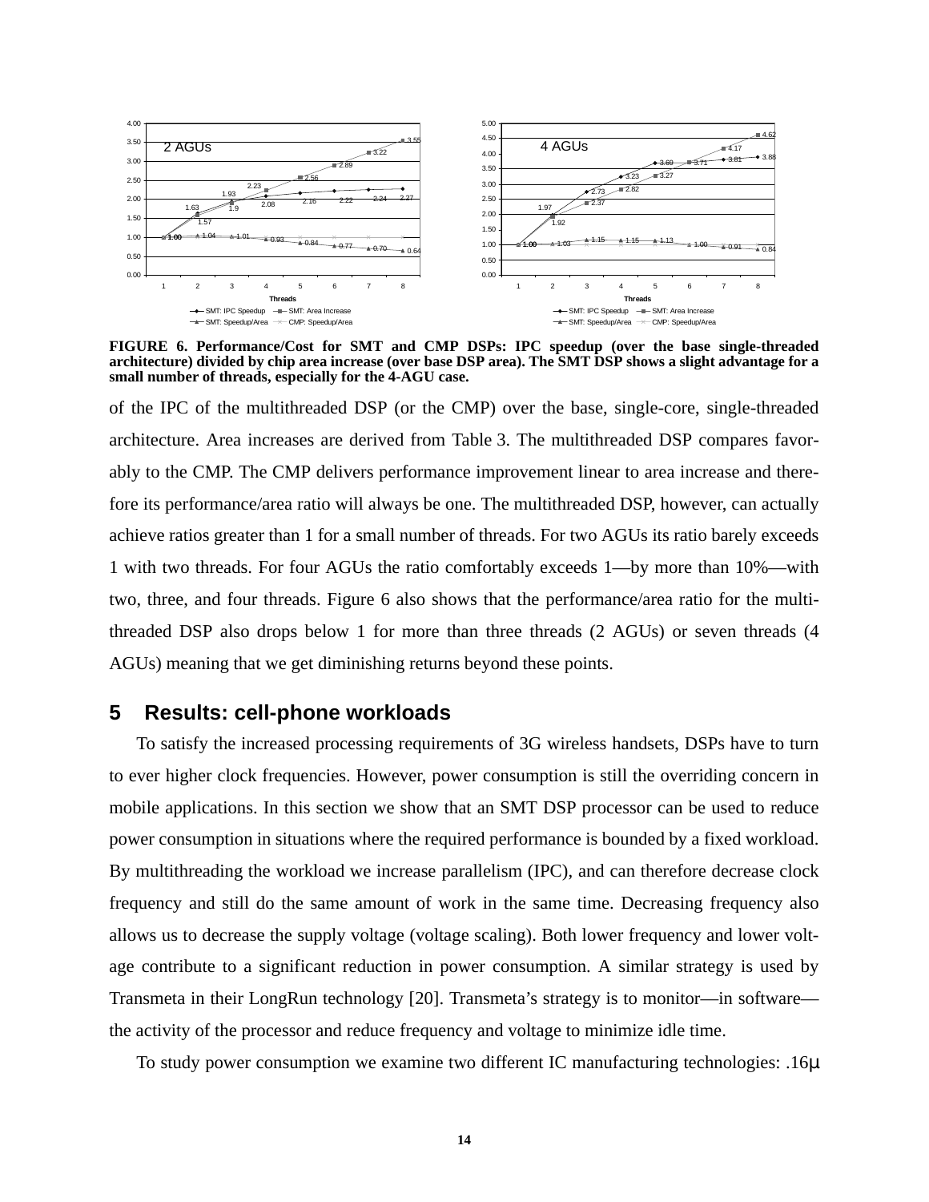**FIGURE 6. Performance/Cost for SMT and CMP DSPs: IPC speedup (over the base single-threaded architecture) divided by chip area increase (over base DSP area). The SMT DSP shows a slight advantage for a small number of threads, especially for the 4-AGU case.**

of the IPC of the multithreaded DSP (or the CMP) over the base, single-core, single-threaded architecture. Area increases are derived from Table 3. The multithreaded DSP compares favorably to the CMP. The CMP delivers performance improvement linear to area increase and therefore its performance/area ratio will always be one. The multithreaded DSP, however, can actually achieve ratios greater than 1 for a small number of threads. For two AGUs its ratio barely exceeds 1 with two threads. For four AGUs the ratio comfortably exceeds 1—by more than 10%—with two, three, and four threads. Figure 6 also shows that the performance/area ratio for the multithreaded DSP also drops below 1 for more than three threads (2 AGUs) or seven threads (4 AGUs) meaning that we get diminishing returns beyond these points.

## 5 Results: cell-phone workloads

To satisfy the increased processing requirements of 3G wireless handsets, DSPs have to turn to ever higher clock frequencies. However, power consumption is still the overriding concern in mobile applications. In this section we show that an SMT DSP processor can be used to reduce power consumption in situations where the required performance is bounded by a fixed workload. By multithreading the workload we increase parallelism (IPC), and can therefore decrease clock frequency and still do the same amount of work in the same time. Decreasing frequency also allows us to decrease the supply voltage (voltage scaling). Both lower frequency and lower voltage contribute to a significant reduction in power consumption. A similar strategy is used by Transmeta in their LongRun technology [20]. Transmeta's strategy is to monitor—in software—the activity of the processor and reduce frequency and voltage to minimize idle time.

To study power consumption we examine two different IC manufacturing technologies: .16μ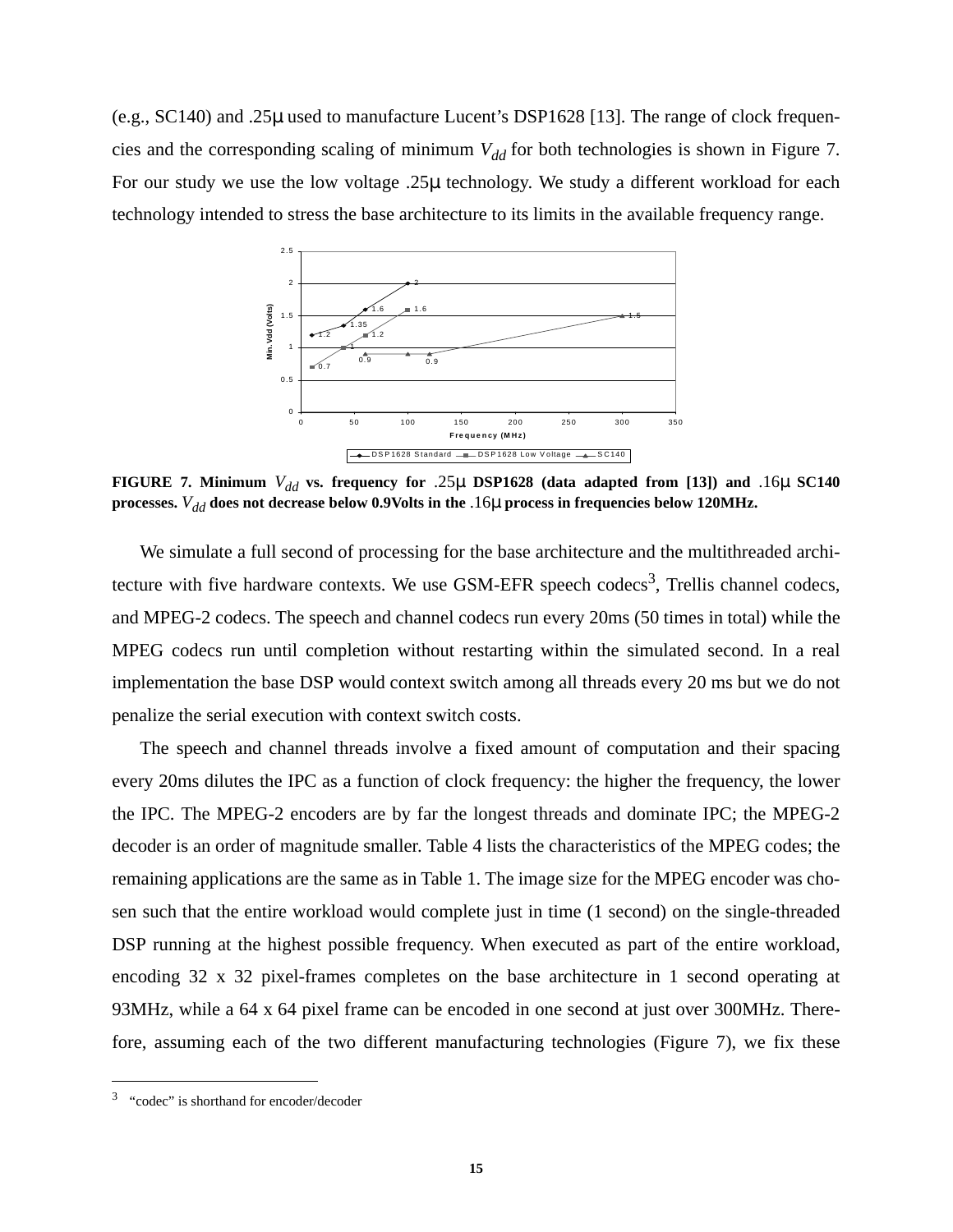(e.g., SC140) and .25μ used to manufacture Lucent's DSP1628 [13]. The range of clock frequencies and the corresponding scaling of minimum $V_{dd}$ for both technologies is shown in Figure 7. For our study we use the low voltage .25μ technology. We study a different workload for each technology intended to stress the base architecture to its limits in the available frequency range.

**FIGURE 7. Minimum $V_{dd}$ vs. frequency for .25μ DSP1628 (data adapted from [13]) and .16μ SC140 processes. $V_{dd}$ does not decrease below 0.9Volts in the .16μ process in frequencies below 120MHz.**

We simulate a full second of processing for the base architecture and the multithreaded architecture with five hardware contexts. We use GSM-EFR speech codecs[3], Trellis channel codecs, and MPEG-2 codecs. The speech and channel codecs run every 20ms (50 times in total) while the MPEG codecs run until completion without restarting within the simulated second. In a real implementation the base DSP would context switch among all threads every 20 ms but we do not penalize the serial execution with context switch costs.

The speech and channel threads involve a fixed amount of computation and their spacing every 20ms dilutes the IPC as a function of clock frequency: the higher the frequency, the lower the IPC. The MPEG-2 encoders are by far the longest threads and dominate IPC; the MPEG-2 decoder is an order of magnitude smaller. Table 4 lists the characteristics of the MPEG codes; the remaining applications are the same as in Table 1. The image size for the MPEG encoder was chosen such that the entire workload would complete just in time (1 second) on the single-threaded DSP running at the highest possible frequency. When executed as part of the entire workload, encoding 32 x 32 pixel-frames completes on the base architecture in 1 second operating at 93MHz, while a 64 x 64 pixel frame can be encoded in one second at just over 300MHz. Therefore, assuming each of the two different manufacturing technologies (Figure 7), we fix these

[3] "codec" is shorthand for encoder/decoder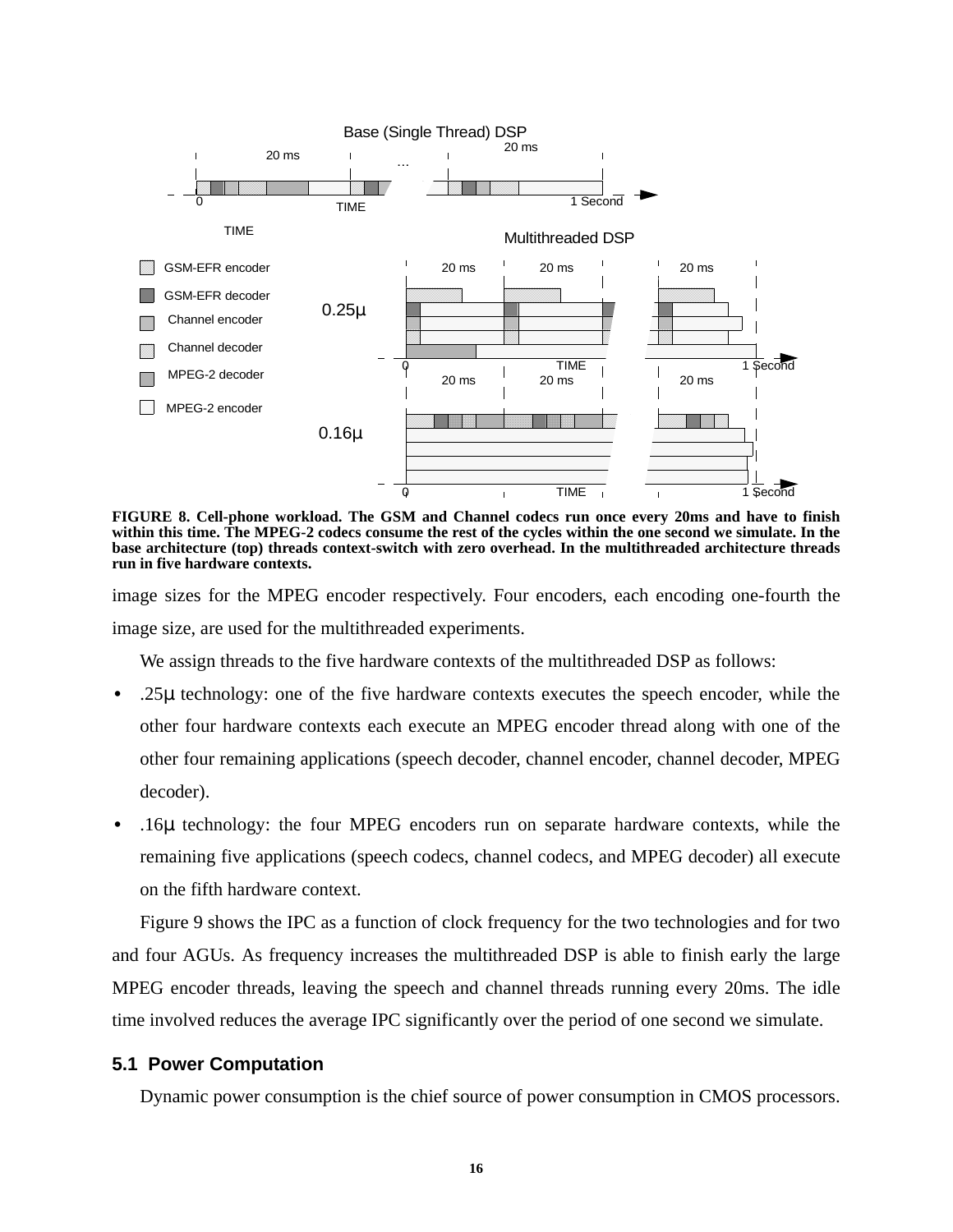**FIGURE 8. Cell-phone workload. The GSM and Channel codecs run once every 20ms and have to finish within this time. The MPEG-2 codecs consume the rest of the cycles within the one second we simulate. In the base architecture (top) threads context-switch with zero overhead. In the multithreaded architecture threads run in five hardware contexts.**

image sizes for the MPEG encoder respectively. Four encoders, each encoding one-fourth the image size, are used for the multithreaded experiments.

We assign threads to the five hardware contexts of the multithreaded DSP as follows:

- .25µ technology: one of the five hardware contexts executes the speech encoder, while the other four hardware contexts each execute an MPEG encoder thread along with one of the other four remaining applications (speech decoder, channel encoder, channel decoder, MPEG decoder).
- .16µ technology: the four MPEG encoders run on separate hardware contexts, while the remaining five applications (speech codecs, channel codecs, and MPEG decoder) all execute on the fifth hardware context.

Figure 9 shows the IPC as a function of clock frequency for the two technologies and for two and four AGUs. As frequency increases the multithreaded DSP is able to finish early the large MPEG encoder threads, leaving the speech and channel threads running every 20ms. The idle time involved reduces the average IPC significantly over the period of one second we simulate.

### 5.1 Power Computation

Dynamic power consumption is the chief source of power consumption in CMOS processors.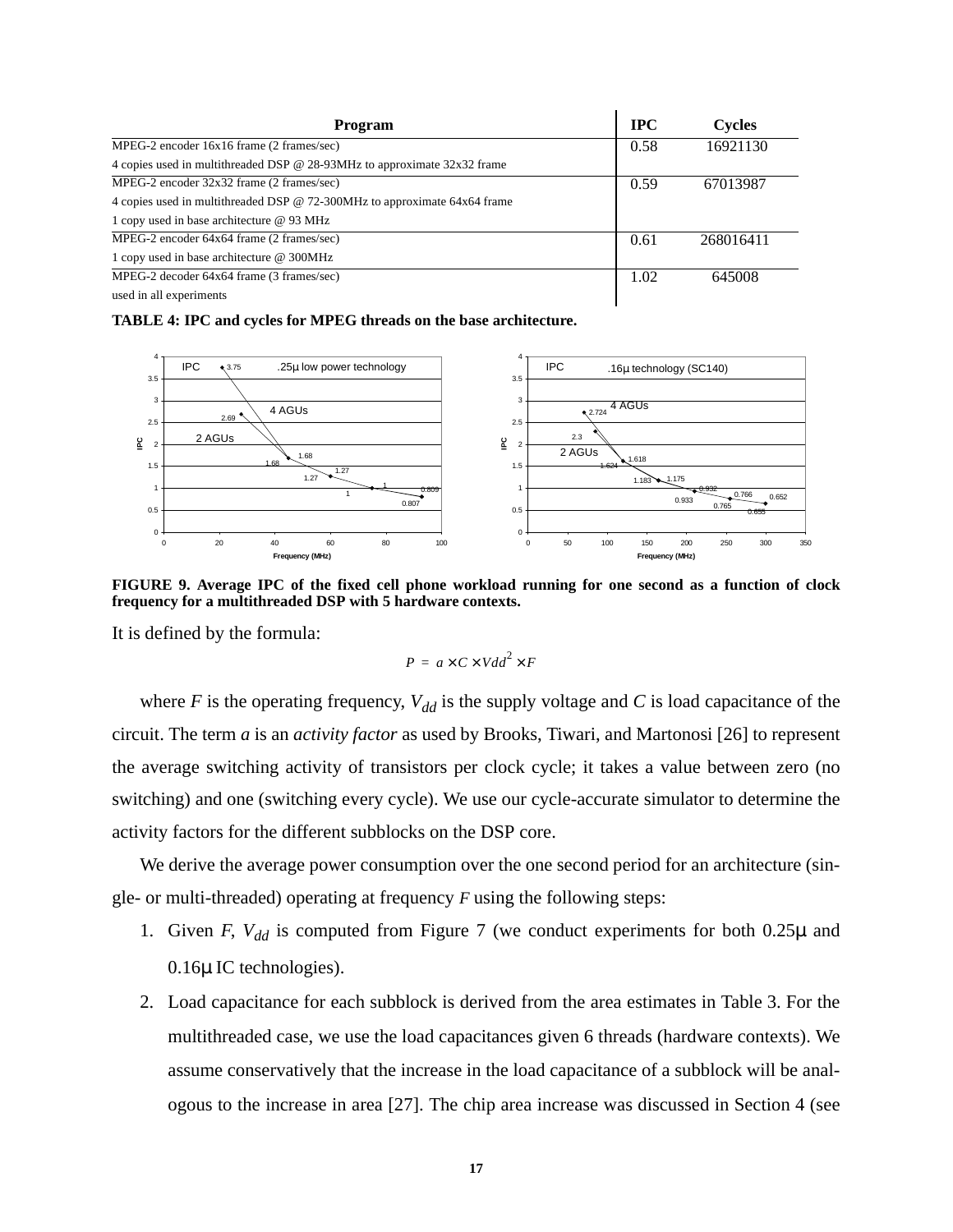| Program | IPC | Cycles |
|---|---|---|
| MPEG-2 encoder 16x16 frame (2 frames/sec)<br>4 copies used in multithreaded DSP @ 28-93MHz to approximate 32x32 frame | 0.58 | 16921130 |
| MPEG-2 encoder 32x32 frame (2 frames/sec)<br>4 copies used in multithreaded DSP @ 72-300MHz to approximate 64x64 frame<br>1 copy used in base architecture @ 93 MHz | 0.59 | 67013987 |
| MPEG-2 encoder 64x64 frame (2 frames/sec)<br>1 copy used in base architecture @ 300MHz | 0.61 | 268016411 |
| MPEG-2 decoder 64x64 frame (3 frames/sec)<br>used in all experiments | 1.02 | 645008 |

**TABLE 4: IPC and cycles for MPEG threads on the base architecture.**

**FIGURE 9. Average IPC of the fixed cell phone workload running for one second as a function of clock frequency for a multithreaded DSP with 5 hardware contexts.**

It is defined by the formula:

$$P = a \times C \times Vdd^2 \times F$$

where $F$ is the operating frequency, $V_{dd}$ is the supply voltage and $C$ is load capacitance of the circuit. The term $a$ is an *activity factor* as used by Brooks, Tiwari, and Martonosi [26] to represent the average switching activity of transistors per clock cycle; it takes a value between zero (no switching) and one (switching every cycle). We use our cycle-accurate simulator to determine the activity factors for the different subblocks on the DSP core.

We derive the average power consumption over the one second period for an architecture (single- or multi-threaded) operating at frequency $F$ using the following steps:

1. Given $F$, $V_{dd}$ is computed from Figure 7 (we conduct experiments for both 0.25µ and 0.16µ IC technologies).
2. Load capacitance for each subblock is derived from the area estimates in Table 3. For the multithreaded case, we use the load capacitances given 6 threads (hardware contexts). We assume conservatively that the increase in the load capacitance of a subblock will be analogous to the increase in area [27]. The chip area increase was discussed in Section 4 (see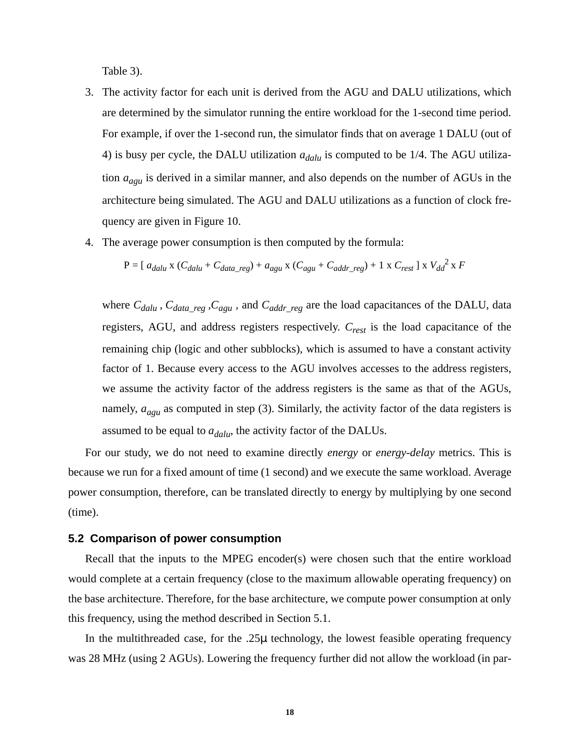Table 3).

3. The activity factor for each unit is derived from the AGU and DALU utilizations, which are determined by the simulator running the entire workload for the 1-second time period. For example, if over the 1-second run, the simulator finds that on average 1 DALU (out of 4) is busy per cycle, the DALU utilization $a_{dalu}$ is computed to be 1/4. The AGU utilization $a_{agu}$ is derived in a similar manner, and also depends on the number of AGUs in the architecture being simulated. The AGU and DALU utilizations as a function of clock frequency are given in Figure 10.

4. The average power consumption is then computed by the formula:

   $$P = [\, a_{dalu} \times (C_{dalu} + C_{data\_reg}) + a_{agu} \times (C_{agu} + C_{addr\_reg}) + 1 \times C_{rest} \,] \times V_{dd}^2 \times F$$

   where $C_{dalu}$ , $C_{data\_reg}$ ,$C_{agu}$ , and $C_{addr\_reg}$ are the load capacitances of the DALU, data registers, AGU, and address registers respectively. $C_{rest}$ is the load capacitance of the remaining chip (logic and other subblocks), which is assumed to have a constant activity factor of 1. Because every access to the AGU involves accesses to the address registers, we assume the activity factor of the address registers is the same as that of the AGUs, namely, $a_{agu}$ as computed in step (3). Similarly, the activity factor of the data registers is assumed to be equal to $a_{dalu}$, the activity factor of the DALUs.

For our study, we do not need to examine directly *energy* or *energy-delay* metrics. This is because we run for a fixed amount of time (1 second) and we execute the same workload. Average power consumption, therefore, can be translated directly to energy by multiplying by one second (time).

### 5.2 Comparison of power consumption

Recall that the inputs to the MPEG encoder(s) were chosen such that the entire workload would complete at a certain frequency (close to the maximum allowable operating frequency) on the base architecture. Therefore, for the base architecture, we compute power consumption at only this frequency, using the method described in Section 5.1.

In the multithreaded case, for the .25μ technology, the lowest feasible operating frequency was 28 MHz (using 2 AGUs). Lowering the frequency further did not allow the workload (in par-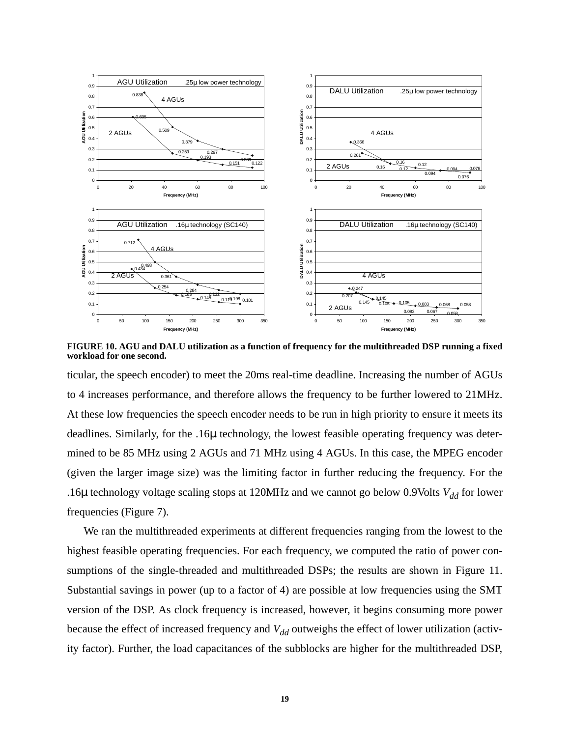**FIGURE 10. AGU and DALU utilization as a function of frequency for the multithreaded DSP running a fixed workload for one second.**

ticular, the speech encoder) to meet the 20ms real-time deadline. Increasing the number of AGUs to 4 increases performance, and therefore allows the frequency to be further lowered to 21MHz. At these low frequencies the speech encoder needs to be run in high priority to ensure it meets its deadlines. Similarly, for the .16μ technology, the lowest feasible operating frequency was determined to be 85 MHz using 2 AGUs and 71 MHz using 4 AGUs. In this case, the MPEG encoder (given the larger image size) was the limiting factor in further reducing the frequency. For the .16μ technology voltage scaling stops at 120MHz and we cannot go below 0.9Volts $V_{dd}$ for lower frequencies (Figure 7).

We ran the multithreaded experiments at different frequencies ranging from the lowest to the highest feasible operating frequencies. For each frequency, we computed the ratio of power consumptions of the single-threaded and multithreaded DSPs; the results are shown in Figure 11. Substantial savings in power (up to a factor of 4) are possible at low frequencies using the SMT version of the DSP. As clock frequency is increased, however, it begins consuming more power because the effect of increased frequency and $V_{dd}$ outweighs the effect of lower utilization (activity factor). Further, the load capacitances of the subblocks are higher for the multithreaded DSP,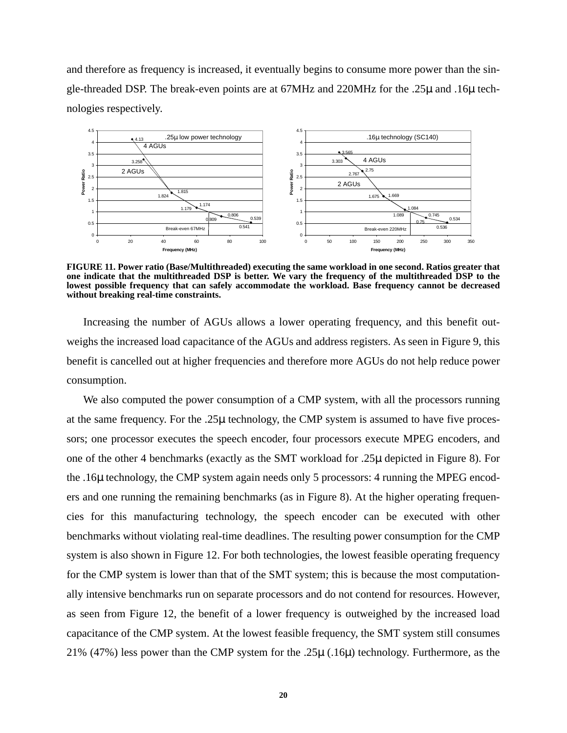and therefore as frequency is increased, it eventually begins to consume more power than the single-threaded DSP. The break-even points are at 67MHz and 220MHz for the .25μ and .16μ technologies respectively.

**FIGURE 11. Power ratio (Base/Multithreaded) executing the same workload in one second. Ratios greater that one indicate that the multithreaded DSP is better. We vary the frequency of the multithreaded DSP to the lowest possible frequency that can safely accommodate the workload. Base frequency cannot be decreased without breaking real-time constraints.**

Increasing the number of AGUs allows a lower operating frequency, and this benefit outweighs the increased load capacitance of the AGUs and address registers. As seen in Figure 9, this benefit is cancelled out at higher frequencies and therefore more AGUs do not help reduce power consumption.

We also computed the power consumption of a CMP system, with all the processors running at the same frequency. For the .25μ technology, the CMP system is assumed to have five processors; one processor executes the speech encoder, four processors execute MPEG encoders, and one of the other 4 benchmarks (exactly as the SMT workload for .25μ depicted in Figure 8). For the .16μ technology, the CMP system again needs only 5 processors: 4 running the MPEG encoders and one running the remaining benchmarks (as in Figure 8). At the higher operating frequencies for this manufacturing technology, the speech encoder can be executed with other benchmarks without violating real-time deadlines. The resulting power consumption for the CMP system is also shown in Figure 12. For both technologies, the lowest feasible operating frequency for the CMP system is lower than that of the SMT system; this is because the most computationally intensive benchmarks run on separate processors and do not contend for resources. However, as seen from Figure 12, the benefit of a lower frequency is outweighed by the increased load capacitance of the CMP system. At the lowest feasible frequency, the SMT system still consumes 21% (47%) less power than the CMP system for the .25μ (.16μ) technology. Furthermore, as the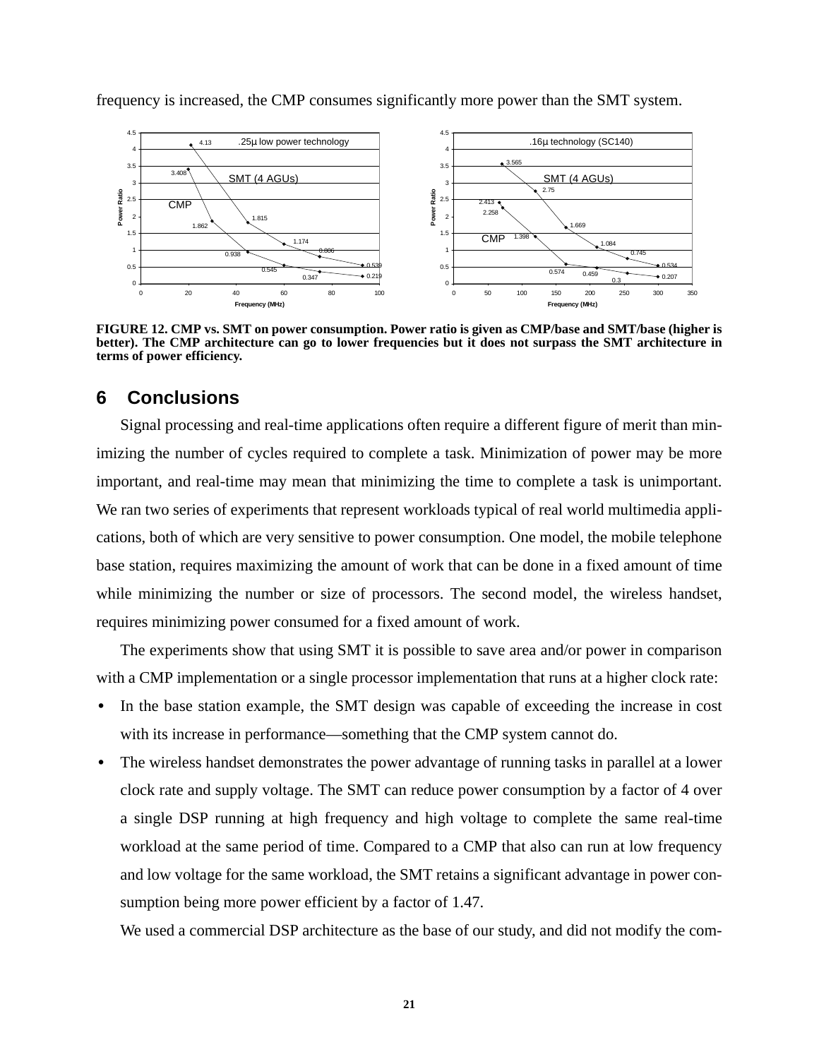frequency is increased, the CMP consumes significantly more power than the SMT system.

FIGURE 12. CMP vs. SMT on power consumption. Power ratio is given as CMP/base and SMT/base (higher is better). The CMP architecture can go to lower frequencies but it does not surpass the SMT architecture in terms of power efficiency.

## 6 Conclusions

Signal processing and real-time applications often require a different figure of merit than minimizing the number of cycles required to complete a task. Minimization of power may be more important, and real-time may mean that minimizing the time to complete a task is unimportant. We ran two series of experiments that represent workloads typical of real world multimedia applications, both of which are very sensitive to power consumption. One model, the mobile telephone base station, requires maximizing the amount of work that can be done in a fixed amount of time while minimizing the number or size of processors. The second model, the wireless handset, requires minimizing power consumed for a fixed amount of work.

The experiments show that using SMT it is possible to save area and/or power in comparison with a CMP implementation or a single processor implementation that runs at a higher clock rate:

- In the base station example, the SMT design was capable of exceeding the increase in cost with its increase in performance—something that the CMP system cannot do.
- The wireless handset demonstrates the power advantage of running tasks in parallel at a lower clock rate and supply voltage. The SMT can reduce power consumption by a factor of 4 over a single DSP running at high frequency and high voltage to complete the same real-time workload at the same period of time. Compared to a CMP that also can run at low frequency and low voltage for the same workload, the SMT retains a significant advantage in power consumption being more power efficient by a factor of 1.47.

We used a commercial DSP architecture as the base of our study, and did not modify the com-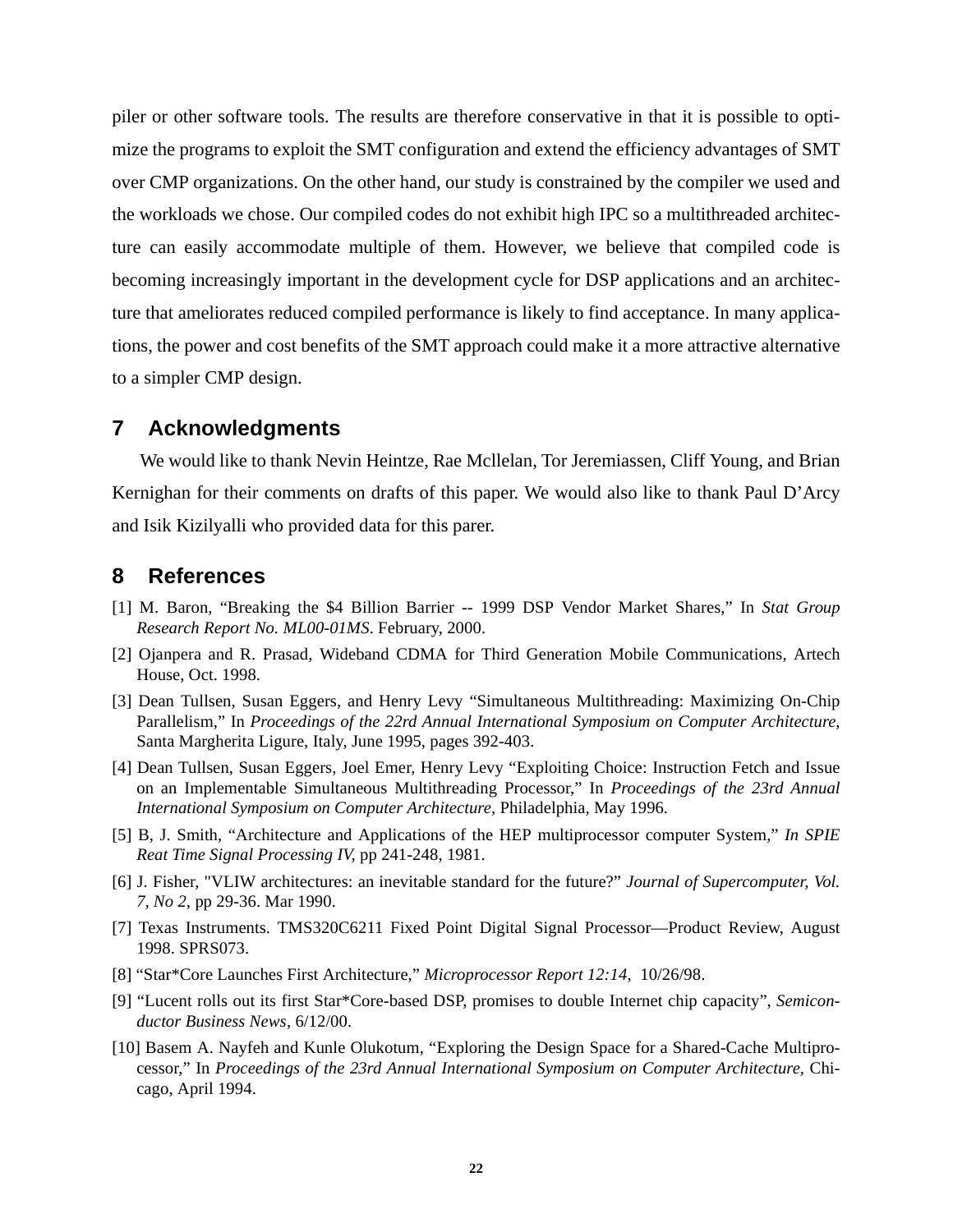piler or other software tools. The results are therefore conservative in that it is possible to optimize the programs to exploit the SMT configuration and extend the efficiency advantages of SMT over CMP organizations. On the other hand, our study is constrained by the compiler we used and the workloads we chose. Our compiled codes do not exhibit high IPC so a multithreaded architecture can easily accommodate multiple of them. However, we believe that compiled code is becoming increasingly important in the development cycle for DSP applications and an architecture that ameliorates reduced compiled performance is likely to find acceptance. In many applications, the power and cost benefits of the SMT approach could make it a more attractive alternative to a simpler CMP design.

## 7 Acknowledgments

We would like to thank Nevin Heintze, Rae Mcllelan, Tor Jeremiassen, Cliff Young, and Brian Kernighan for their comments on drafts of this paper. We would also like to thank Paul D'Arcy and Isik Kizilyalli who provided data for this parer.

## 8 References

[1] M. Baron, "Breaking the $4 Billion Barrier -- 1999 DSP Vendor Market Shares," In *Stat Group Research Report No. ML00-01MS*. February, 2000.

[2] Ojanpera and R. Prasad, Wideband CDMA for Third Generation Mobile Communications, Artech House, Oct. 1998.

[3] Dean Tullsen, Susan Eggers, and Henry Levy "Simultaneous Multithreading: Maximizing On-Chip Parallelism," In *Proceedings of the 22rd Annual International Symposium on Computer Architecture*, Santa Margherita Ligure, Italy, June 1995, pages 392-403.

[4] Dean Tullsen, Susan Eggers, Joel Emer, Henry Levy "Exploiting Choice: Instruction Fetch and Issue on an Implementable Simultaneous Multithreading Processor," In *Proceedings of the 23rd Annual International Symposium on Computer Architecture*, Philadelphia, May 1996.

[5] B, J. Smith, "Architecture and Applications of the HEP multiprocessor computer System," *In SPIE Reat Time Signal Processing IV*, pp 241-248, 1981.

[6] J. Fisher, "VLIW architectures: an inevitable standard for the future?" *Journal of Supercomputer, Vol. 7, No 2*, pp 29-36. Mar 1990.

[7] Texas Instruments. TMS320C6211 Fixed Point Digital Signal Processor—Product Review, August 1998. SPRS073.

[8] "Star*Core Launches First Architecture," *Microprocessor Report 12:14*, 10/26/98.

[9] "Lucent rolls out its first Star*Core-based DSP, promises to double Internet chip capacity", *Semiconductor Business News*, 6/12/00.

[10] Basem A. Nayfeh and Kunle Olukotum, "Exploring the Design Space for a Shared-Cache Multiprocessor," In *Proceedings of the 23rd Annual International Symposium on Computer Architecture*, Chicago, April 1994.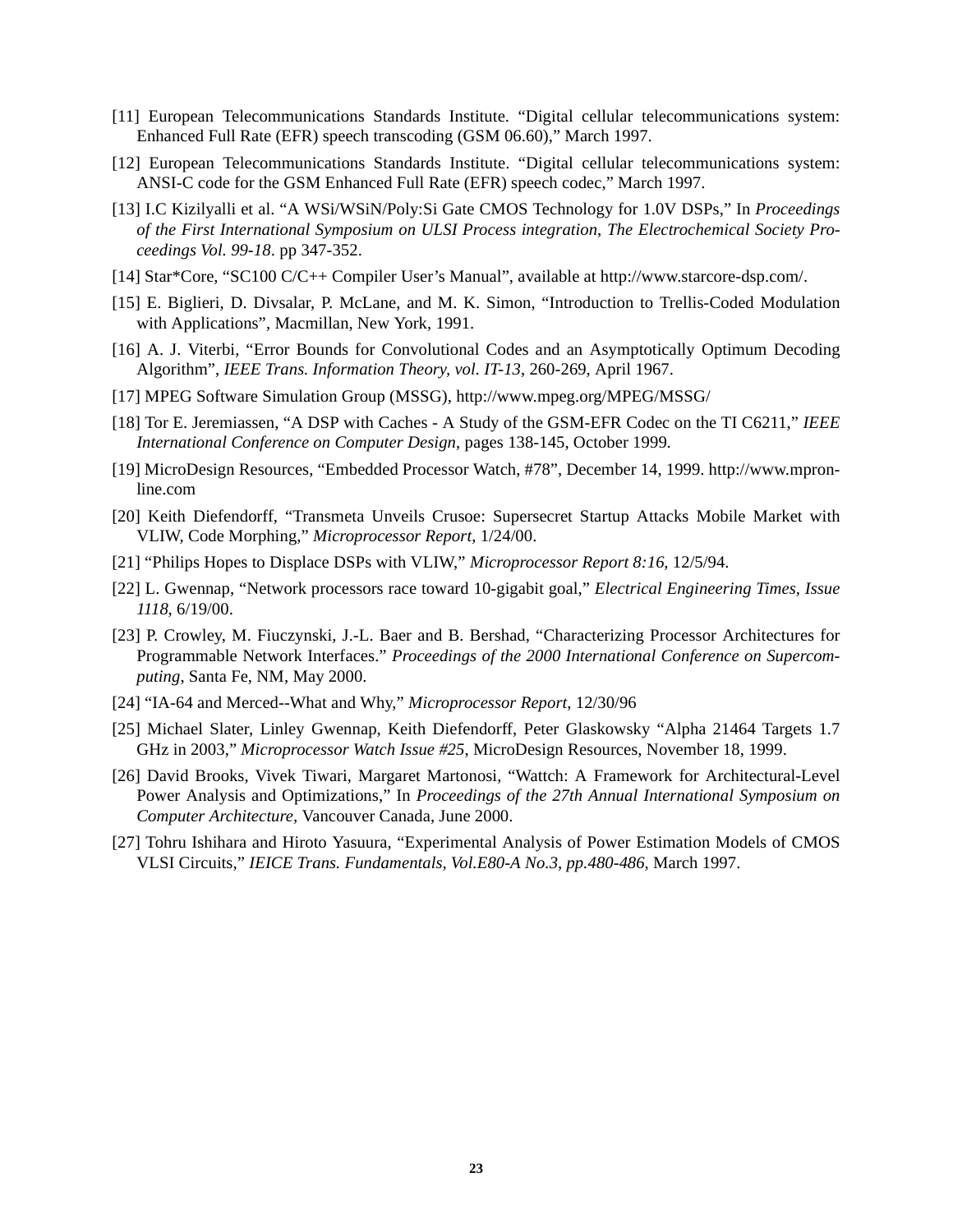[11] European Telecommunications Standards Institute. "Digital cellular telecommunications system: Enhanced Full Rate (EFR) speech transcoding (GSM 06.60)," March 1997.

[12] European Telecommunications Standards Institute. "Digital cellular telecommunications system: ANSI-C code for the GSM Enhanced Full Rate (EFR) speech codec," March 1997.

[13] I.C Kizilyalli et al. "A WSi/WSiN/Poly:Si Gate CMOS Technology for 1.0V DSPs," In *Proceedings of the First International Symposium on ULSI Process integration, The Electrochemical Society Proceedings Vol. 99-18*. pp 347-352.

[14] Star*Core, "SC100 C/C++ Compiler User's Manual", available at http://www.starcore-dsp.com/.

[15] E. Biglieri, D. Divsalar, P. McLane, and M. K. Simon, "Introduction to Trellis-Coded Modulation with Applications", Macmillan, New York, 1991.

[16] A. J. Viterbi, "Error Bounds for Convolutional Codes and an Asymptotically Optimum Decoding Algorithm", *IEEE Trans. Information Theory, vol. IT-13*, 260-269, April 1967.

[17] MPEG Software Simulation Group (MSSG), http://www.mpeg.org/MPEG/MSSG/

[18] Tor E. Jeremiassen, "A DSP with Caches - A Study of the GSM-EFR Codec on the TI C6211," *IEEE International Conference on Computer Design*, pages 138-145, October 1999.

[19] MicroDesign Resources, "Embedded Processor Watch, #78", December 14, 1999. http://www.mpronline.com

[20] Keith Diefendorff, "Transmeta Unveils Crusoe: Supersecret Startup Attacks Mobile Market with VLIW, Code Morphing," *Microprocessor Report*, 1/24/00.

[21] "Philips Hopes to Displace DSPs with VLIW," *Microprocessor Report 8:16*, 12/5/94.

[22] L. Gwennap, "Network processors race toward 10-gigabit goal," *Electrical Engineering Times, Issue 1118*, 6/19/00.

[23] P. Crowley, M. Fiuczynski, J.-L. Baer and B. Bershad, "Characterizing Processor Architectures for Programmable Network Interfaces." *Proceedings of the 2000 International Conference on Supercomputing*, Santa Fe, NM, May 2000.

[24] "IA-64 and Merced--What and Why," *Microprocessor Report*, 12/30/96

[25] Michael Slater, Linley Gwennap, Keith Diefendorff, Peter Glaskowsky "Alpha 21464 Targets 1.7 GHz in 2003," *Microprocessor Watch Issue #25*, MicroDesign Resources, November 18, 1999.

[26] David Brooks, Vivek Tiwari, Margaret Martonosi, "Wattch: A Framework for Architectural-Level Power Analysis and Optimizations," In *Proceedings of the 27th Annual International Symposium on Computer Architecture,* Vancouver Canada, June 2000.

[27] Tohru Ishihara and Hiroto Yasuura, "Experimental Analysis of Power Estimation Models of CMOS VLSI Circuits," *IEICE Trans. Fundamentals, Vol.E80-A No.3, pp.480-486*, March 1997.